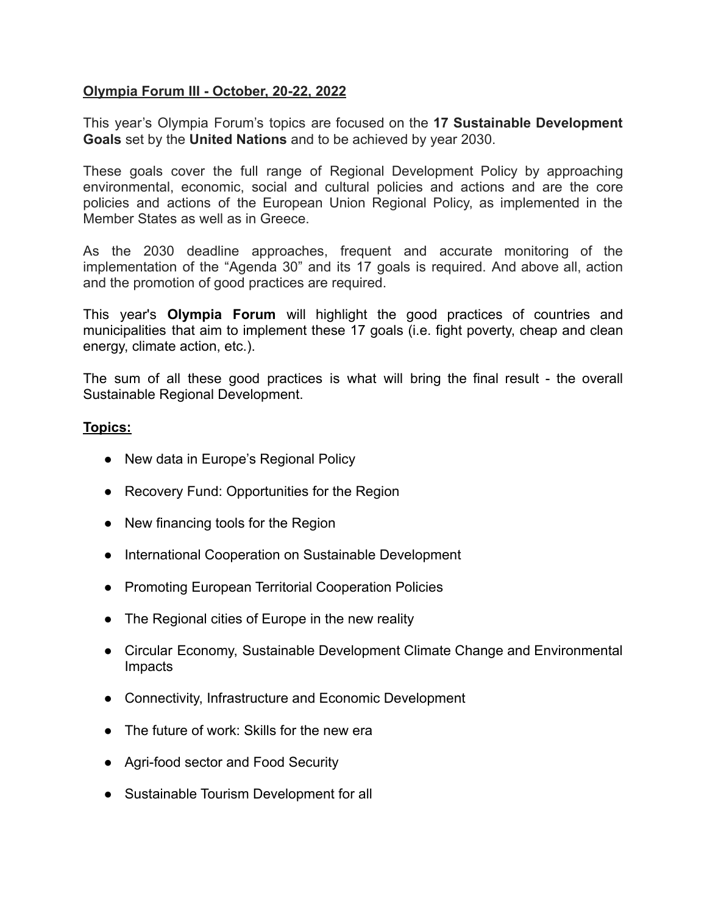**Olympia Forum III - October, 20-22, 2022**

This year's Olympia Forum's topics are focused on the **17 Sustainable Development Goals** set by the **United Nations** and to be achieved by year 2030.

These goals cover the full range of Regional Development Policy by approaching environmental, economic, social and cultural policies and actions and are the core policies and actions of the European Union Regional Policy, as implemented in the Member States as well as in Greece.

As the 2030 deadline approaches, frequent and accurate monitoring of the implementation of the "Agenda 30" and its 17 goals is required. And above all, action and the promotion of good practices are required.

This year's **Olympia Forum** will highlight the good practices of countries and municipalities that aim to implement these 17 goals (i.e. fight poverty, cheap and clean energy, climate action, etc.).

The sum of all these good practices is what will bring the final result - the overall Sustainable Regional Development.

**Topics:**

- New data in Europe's Regional Policy
- Recovery Fund: Opportunities for the Region
- New financing tools for the Region
- International Cooperation on Sustainable Development
- Promoting European Territorial Cooperation Policies
- The Regional cities of Europe in the new reality
- Circular Economy, Sustainable Development Climate Change and Environmental Impacts
- Connectivity, Infrastructure and Economic Development
- The future of work: Skills for the new era
- Agri-food sector and Food Security
- Sustainable Tourism Development for all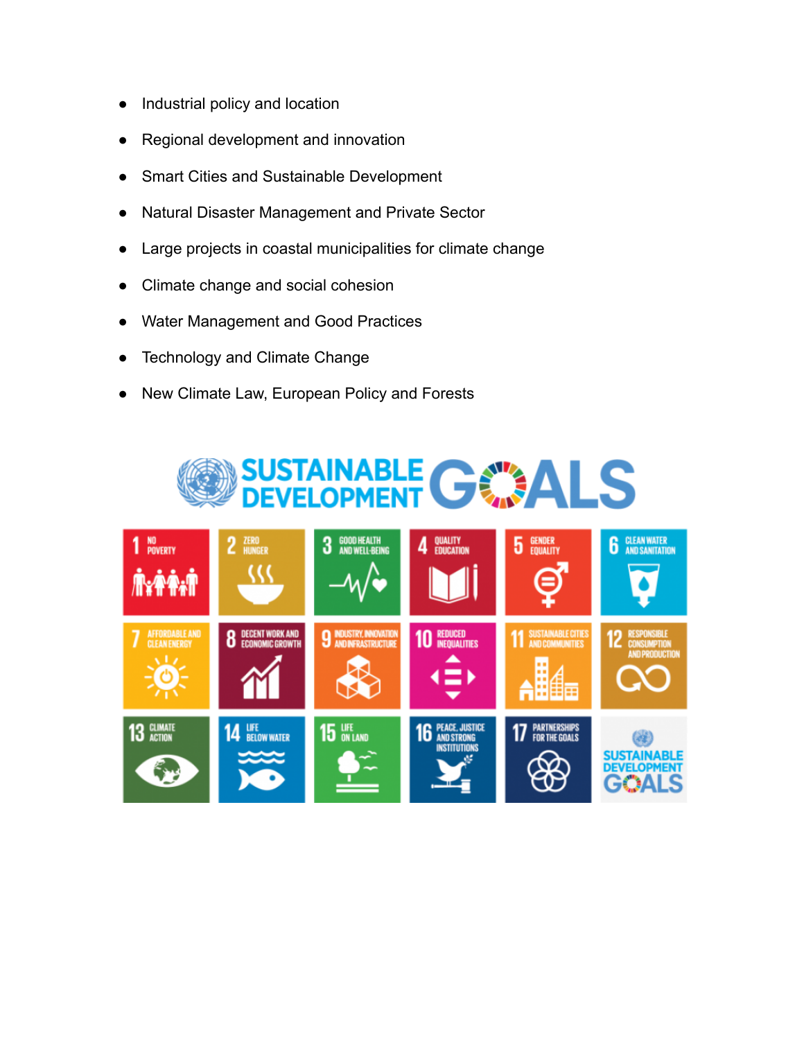- Industrial policy and location
- Regional development and innovation
- Smart Cities and Sustainable Development
- Natural Disaster Management and Private Sector
- Large projects in coastal municipalities for climate change
- Climate change and social cohesion
- Water Management and Good Practices
- Technology and Climate Change
- New Climate Law, European Policy and Forests